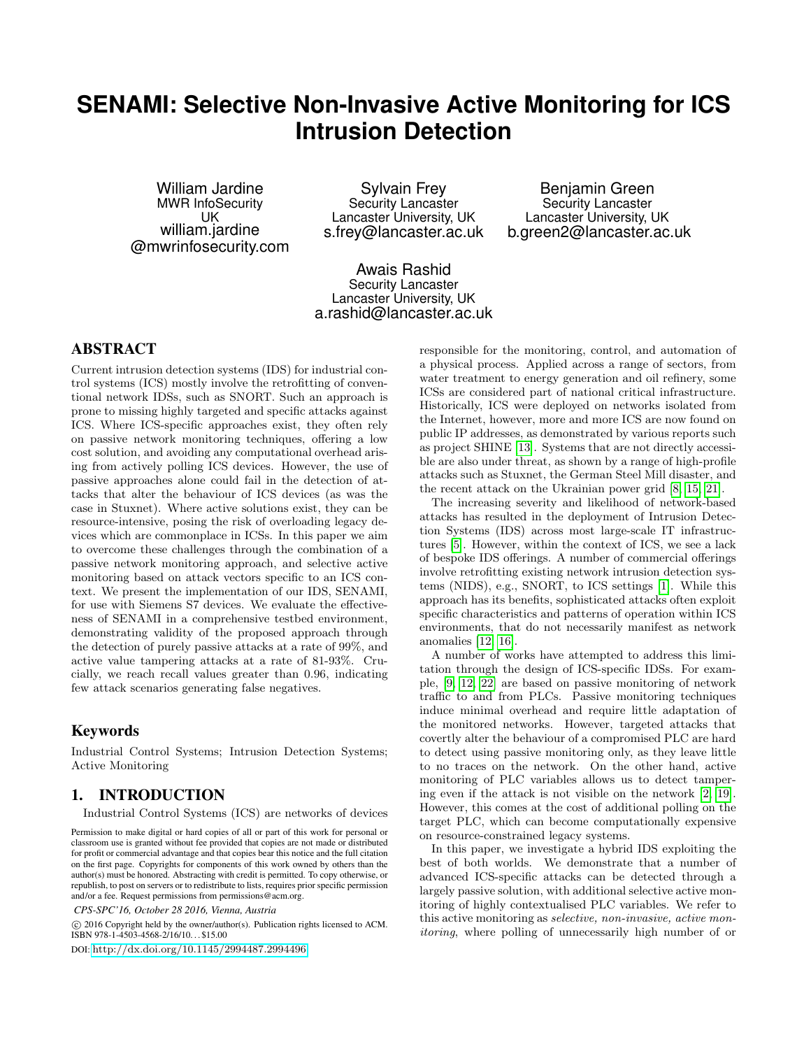# SENAMI: Selective Non-Invasive Active Monitoring for ICS Intrusion Detection

William Jardine
MWR InfoSecurity
UK
william.jardine
@mwrinfosecurity.com

Sylvain Frey
Security Lancaster
Lancaster University, UK
s.frey@lancaster.ac.uk

Benjamin Green
Security Lancaster
Lancaster University, UK
b.green2@lancaster.ac.uk

Awais Rashid
Security Lancaster
Lancaster University, UK
a.rashid@lancaster.ac.uk

## ABSTRACT

Current intrusion detection systems (IDS) for industrial control systems (ICS) mostly involve the retrofitting of conventional network IDSs, such as SNORT. Such an approach is prone to missing highly targeted and specific attacks against ICS. Where ICS-specific approaches exist, they often rely on passive network monitoring techniques, offering a low cost solution, and avoiding any computational overhead arising from actively polling ICS devices. However, the use of passive approaches alone could fail in the detection of attacks that alter the behaviour of ICS devices (as was the case in Stuxnet). Where active solutions exist, they can be resource-intensive, posing the risk of overloading legacy devices which are commonplace in ICSs. In this paper we aim to overcome these challenges through the combination of a passive network monitoring approach, and selective active monitoring based on attack vectors specific to an ICS context. We present the implementation of our IDS, SENAMI, for use with Siemens S7 devices. We evaluate the effectiveness of SENAMI in a comprehensive testbed environment, demonstrating validity of the proposed approach through the detection of purely passive attacks at a rate of 99%, and active value tampering attacks at a rate of 81-93%. Crucially, we reach recall values greater than 0.96, indicating few attack scenarios generating false negatives.

## Keywords

Industrial Control Systems; Intrusion Detection Systems; Active Monitoring

## 1. INTRODUCTION

Industrial Control Systems (ICS) are networks of devices responsible for the monitoring, control, and automation of a physical process. Applied across a range of sectors, from water treatment to energy generation and oil refinery, some ICSs are considered part of national critical infrastructure. Historically, ICS were deployed on networks isolated from the Internet, however, more and more ICS are now found on public IP addresses, as demonstrated by various reports such as project SHINE [13]. Systems that are not directly accessible are also under threat, as shown by a range of high-profile attacks such as Stuxnet, the German Steel Mill disaster, and the recent attack on the Ukrainian power grid [8, 15, 21].

The increasing severity and likelihood of network-based attacks has resulted in the deployment of Intrusion Detection Systems (IDS) across most large-scale IT infrastructures [5]. However, within the context of ICS, we see a lack of bespoke IDS offerings. A number of commercial offerings involve retrofitting existing network intrusion detection systems (NIDS), e.g., SNORT, to ICS settings [1]. While this approach has its benefits, sophisticated attacks often exploit specific characteristics and patterns of operation within ICS environments, that do not necessarily manifest as network anomalies [12, 16].

A number of works have attempted to address this limitation through the design of ICS-specific IDSs. For example, [9, 12, 22] are based on passive monitoring of network traffic to and from PLCs. Passive monitoring techniques induce minimal overhead and require little adaptation of the monitored networks. However, targeted attacks that covertly alter the behaviour of a compromised PLC are hard to detect using passive monitoring only, as they leave little to no traces on the network. On the other hand, active monitoring of PLC variables allows us to detect tampering even if the attack is not visible on the network [2, 19]. However, this comes at the cost of additional polling on the target PLC, which can become computationally expensive on resource-constrained legacy systems.

In this paper, we investigate a hybrid IDS exploiting the best of both worlds. We demonstrate that a number of advanced ICS-specific attacks can be detected through a largely passive solution, with additional selective active monitoring of highly contextualised PLC variables. We refer to this active monitoring as *selective, non-invasive, active monitoring*, where polling of unnecessarily high number of or

Permission to make digital or hard copies of all or part of this work for personal or classroom use is granted without fee provided that copies are not made or distributed for profit or commercial advantage and that copies bear this notice and the full citation on the first page. Copyrights for components of this work owned by others than the author(s) must be honored. Abstracting with credit is permitted. To copy otherwise, or republish, to post on servers or to redistribute to lists, requires prior specific permission and/or a fee. Request permissions from permissions@acm.org.

*CPS-SPC'16, October 28 2016, Vienna, Austria*

© 2016 Copyright held by the owner/author(s). Publication rights licensed to ACM. ISBN 978-1-4503-4568-2/16/10...$15.00

DOI: http://dx.doi.org/10.1145/2994487.2994496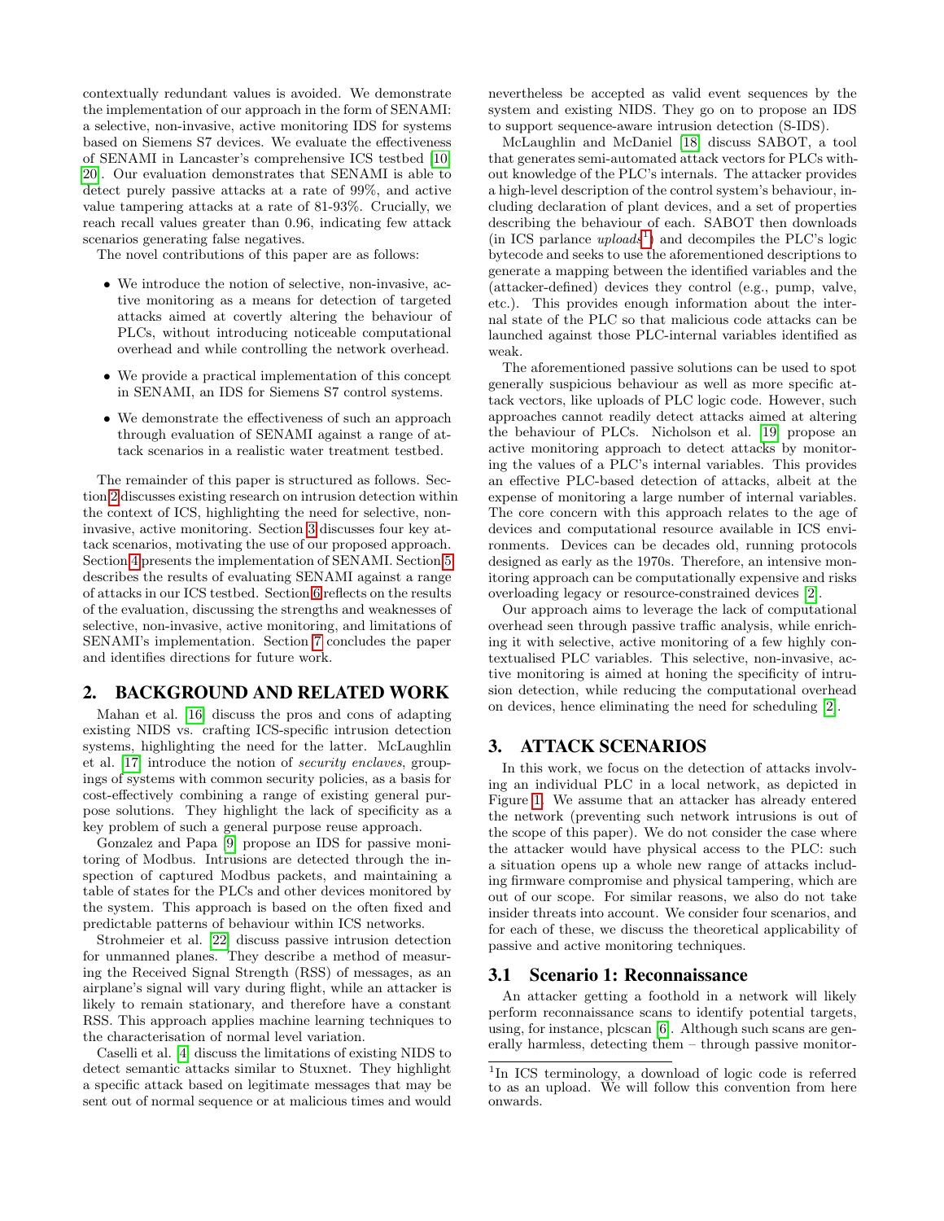contextually redundant values is avoided. We demonstrate the implementation of our approach in the form of SENAMI: a selective, non-invasive, active monitoring IDS for systems based on Siemens S7 devices. We evaluate the effectiveness of SENAMI in Lancaster's comprehensive ICS testbed [10, 20]. Our evaluation demonstrates that SENAMI is able to detect purely passive attacks at a rate of 99%, and active value tampering attacks at a rate of 81-93%. Crucially, we reach recall values greater than 0.96, indicating few attack scenarios generating false negatives.

The novel contributions of this paper are as follows:

- We introduce the notion of selective, non-invasive, active monitoring as a means for detection of targeted attacks aimed at covertly altering the behaviour of PLCs, without introducing noticeable computational overhead and while controlling the network overhead.
- We provide a practical implementation of this concept in SENAMI, an IDS for Siemens S7 control systems.
- We demonstrate the effectiveness of such an approach through evaluation of SENAMI against a range of attack scenarios in a realistic water treatment testbed.

The remainder of this paper is structured as follows. Section 2 discusses existing research on intrusion detection within the context of ICS, highlighting the need for selective, non-invasive, active monitoring. Section 3 discusses four key attack scenarios, motivating the use of our proposed approach. Section 4 presents the implementation of SENAMI. Section 5 describes the results of evaluating SENAMI against a range of attacks in our ICS testbed. Section 6 reflects on the results of the evaluation, discussing the strengths and weaknesses of selective, non-invasive, active monitoring, and limitations of SENAMI's implementation. Section 7 concludes the paper and identifies directions for future work.

## 2. BACKGROUND AND RELATED WORK

Mahan et al. [16] discuss the pros and cons of adapting existing NIDS vs. crafting ICS-specific intrusion detection systems, highlighting the need for the latter. McLaughlin et al. [17] introduce the notion of *security enclaves*, groupings of systems with common security policies, as a basis for cost-effectively combining a range of existing general purpose solutions. They highlight the lack of specificity as a key problem of such a general purpose reuse approach.

Gonzalez and Papa [9] propose an IDS for passive monitoring of Modbus. Intrusions are detected through the inspection of captured Modbus packets, and maintaining a table of states for the PLCs and other devices monitored by the system. This approach is based on the often fixed and predictable patterns of behaviour within ICS networks.

Strohmeier et al. [22] discuss passive intrusion detection for unmanned planes. They describe a method of measuring the Received Signal Strength (RSS) of messages, as an airplane's signal will vary during flight, while an attacker is likely to remain stationary, and therefore have a constant RSS. This approach applies machine learning techniques to the characterisation of normal level variation.

Caselli et al. [4] discuss the limitations of existing NIDS to detect semantic attacks similar to Stuxnet. They highlight a specific attack based on legitimate messages that may be sent out of normal sequence or at malicious times and would nevertheless be accepted as valid event sequences by the system and existing NIDS. They go on to propose an IDS to support sequence-aware intrusion detection (S-IDS).

McLaughlin and McDaniel [18] discuss SABOT, a tool that generates semi-automated attack vectors for PLCs without knowledge of the PLC's internals. The attacker provides a high-level description of the control system's behaviour, including declaration of plant devices, and a set of properties describing the behaviour of each. SABOT then downloads (in ICS parlance *uploads*[1]) and decompiles the PLC's logic bytecode and seeks to use the aforementioned descriptions to generate a mapping between the identified variables and the (attacker-defined) devices they control (e.g., pump, valve, etc.). This provides enough information about the internal state of the PLC so that malicious code attacks can be launched against those PLC-internal variables identified as weak.

The aforementioned passive solutions can be used to spot generally suspicious behaviour as well as more specific attack vectors, like uploads of PLC logic code. However, such approaches cannot readily detect attacks aimed at altering the behaviour of PLCs. Nicholson et al. [19] propose an active monitoring approach to detect attacks by monitoring the values of a PLC's internal variables. This provides an effective PLC-based detection of attacks, albeit at the expense of monitoring a large number of internal variables. The core concern with this approach relates to the age of devices and computational resource available in ICS environments. Devices can be decades old, running protocols designed as early as the 1970s. Therefore, an intensive monitoring approach can be computationally expensive and risks overloading legacy or resource-constrained devices [2].

Our approach aims to leverage the lack of computational overhead seen through passive traffic analysis, while enriching it with selective, active monitoring of a few highly contextualised PLC variables. This selective, non-invasive, active monitoring is aimed at honing the specificity of intrusion detection, while reducing the computational overhead on devices, hence eliminating the need for scheduling [2].

## 3. ATTACK SCENARIOS

In this work, we focus on the detection of attacks involving an individual PLC in a local network, as depicted in Figure 1. We assume that an attacker has already entered the network (preventing such network intrusions is out of the scope of this paper). We do not consider the case where the attacker would have physical access to the PLC: such a situation opens up a whole new range of attacks including firmware compromise and physical tampering, which are out of our scope. For similar reasons, we also do not take insider threats into account. We consider four scenarios, and for each of these, we discuss the theoretical applicability of passive and active monitoring techniques.

### 3.1 Scenario 1: Reconnaissance

An attacker getting a foothold in a network will likely perform reconnaissance scans to identify potential targets, using, for instance, plcscan [6]. Although such scans are generally harmless, detecting them – through passive monitor-

[1]In ICS terminology, a download of logic code is referred to as an upload. We will follow this convention from here onwards.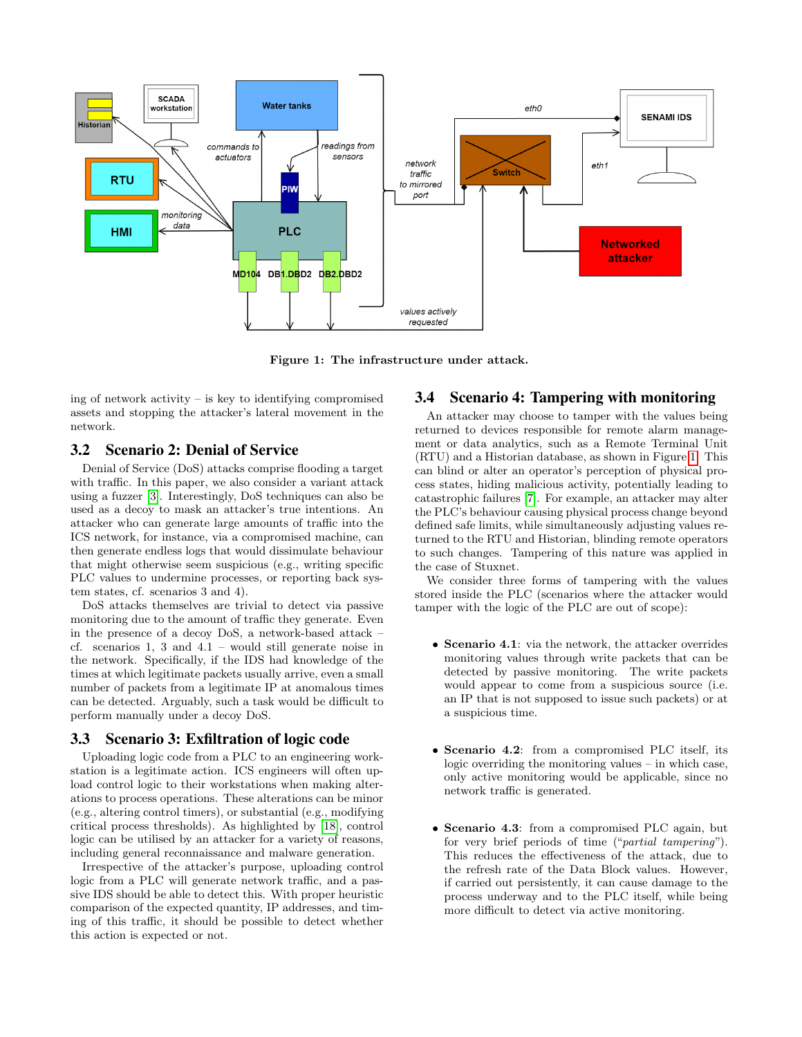Figure 1: The infrastructure under attack.

ing of network activity – is key to identifying compromised assets and stopping the attacker's lateral movement in the network.

## 3.2 Scenario 2: Denial of Service

Denial of Service (DoS) attacks comprise flooding a target with traffic. In this paper, we also consider a variant attack using a fuzzer [3]. Interestingly, DoS techniques can also be used as a decoy to mask an attacker's true intentions. An attacker who can generate large amounts of traffic into the ICS network, for instance, via a compromised machine, can then generate endless logs that would dissimulate behaviour that might otherwise seem suspicious (e.g., writing specific PLC values to undermine processes, or reporting back system states, cf. scenarios 3 and 4).

DoS attacks themselves are trivial to detect via passive monitoring due to the amount of traffic they generate. Even in the presence of a decoy DoS, a network-based attack – cf. scenarios 1, 3 and 4.1 – would still generate noise in the network. Specifically, if the IDS had knowledge of the times at which legitimate packets usually arrive, even a small number of packets from a legitimate IP at anomalous times can be detected. Arguably, such a task would be difficult to perform manually under a decoy DoS.

## 3.3 Scenario 3: Exfiltration of logic code

Uploading logic code from a PLC to an engineering workstation is a legitimate action. ICS engineers will often upload control logic to their workstations when making alterations to process operations. These alterations can be minor (e.g., altering control timers), or substantial (e.g., modifying critical process thresholds). As highlighted by [18], control logic can be utilised by an attacker for a variety of reasons, including general reconnaissance and malware generation.

Irrespective of the attacker's purpose, uploading control logic from a PLC will generate network traffic, and a passive IDS should be able to detect this. With proper heuristic comparison of the expected quantity, IP addresses, and timing of this traffic, it should be possible to detect whether this action is expected or not.

## 3.4 Scenario 4: Tampering with monitoring

An attacker may choose to tamper with the values being returned to devices responsible for remote alarm management or data analytics, such as a Remote Terminal Unit (RTU) and a Historian database, as shown in Figure 1. This can blind or alter an operator's perception of physical process states, hiding malicious activity, potentially leading to catastrophic failures [7]. For example, an attacker may alter the PLC's behaviour causing physical process change beyond defined safe limits, while simultaneously adjusting values returned to the RTU and Historian, blinding remote operators to such changes. Tampering of this nature was applied in the case of Stuxnet.

We consider three forms of tampering with the values stored inside the PLC (scenarios where the attacker would tamper with the logic of the PLC are out of scope):

- **Scenario 4.1**: via the network, the attacker overrides monitoring values through write packets that can be detected by passive monitoring. The write packets would appear to come from a suspicious source (i.e. an IP that is not supposed to issue such packets) or at a suspicious time.
- **Scenario 4.2**: from a compromised PLC itself, its logic overriding the monitoring values – in which case, only active monitoring would be applicable, since no network traffic is generated.
- **Scenario 4.3**: from a compromised PLC again, but for very brief periods of time ("*partial tampering*"). This reduces the effectiveness of the attack, due to the refresh rate of the Data Block values. However, if carried out persistently, it can cause damage to the process underway and to the PLC itself, while being more difficult to detect via active monitoring.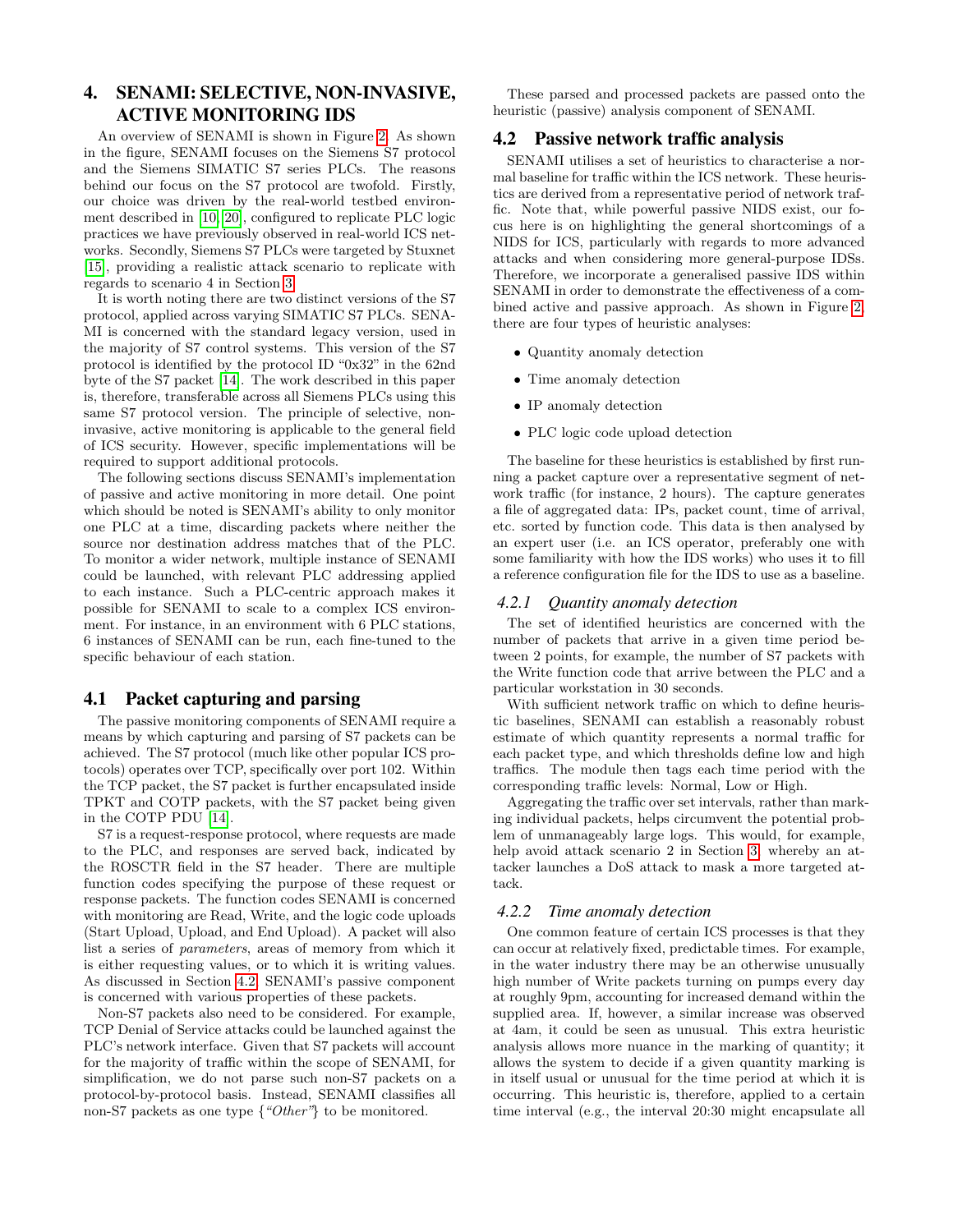## 4. SENAMI: SELECTIVE, NON-INVASIVE, ACTIVE MONITORING IDS

An overview of SENAMI is shown in Figure 2. As shown in the figure, SENAMI focuses on the Siemens S7 protocol and the Siemens SIMATIC S7 series PLCs. The reasons behind our focus on the S7 protocol are twofold. Firstly, our choice was driven by the real-world testbed environment described in [10, 20], configured to replicate PLC logic practices we have previously observed in real-world ICS networks. Secondly, Siemens S7 PLCs were targeted by Stuxnet [15], providing a realistic attack scenario to replicate with regards to scenario 4 in Section 3.

It is worth noting there are two distinct versions of the S7 protocol, applied across varying SIMATIC S7 PLCs. SENAMI is concerned with the standard legacy version, used in the majority of S7 control systems. This version of the S7 protocol is identified by the protocol ID "0x32" in the 62nd byte of the S7 packet [14]. The work described in this paper is, therefore, transferable across all Siemens PLCs using this same S7 protocol version. The principle of selective, non-invasive, active monitoring is applicable to the general field of ICS security. However, specific implementations will be required to support additional protocols.

The following sections discuss SENAMI's implementation of passive and active monitoring in more detail. One point which should be noted is SENAMI's ability to only monitor one PLC at a time, discarding packets where neither the source nor destination address matches that of the PLC. To monitor a wider network, multiple instance of SENAMI could be launched, with relevant PLC addressing applied to each instance. Such a PLC-centric approach makes it possible for SENAMI to scale to a complex ICS environment. For instance, in an environment with 6 PLC stations, 6 instances of SENAMI can be run, each fine-tuned to the specific behaviour of each station.

### 4.1 Packet capturing and parsing

The passive monitoring components of SENAMI require a means by which capturing and parsing of S7 packets can be achieved. The S7 protocol (much like other popular ICS protocols) operates over TCP, specifically over port 102. Within the TCP packet, the S7 packet is further encapsulated inside TPKT and COTP packets, with the S7 packet being given in the COTP PDU [14].

S7 is a request-response protocol, where requests are made to the PLC, and responses are served back, indicated by the ROSCTR field in the S7 header. There are multiple function codes specifying the purpose of these request or response packets. The function codes SENAMI is concerned with monitoring are Read, Write, and the logic code uploads (Start Upload, Upload, and End Upload). A packet will also list a series of *parameters*, areas of memory from which it is either requesting values, or to which it is writing values. As discussed in Section 4.2, SENAMI's passive component is concerned with various properties of these packets.

Non-S7 packets also need to be considered. For example, TCP Denial of Service attacks could be launched against the PLC's network interface. Given that S7 packets will account for the majority of traffic within the scope of SENAMI, for simplification, we do not parse such non-S7 packets on a protocol-by-protocol basis. Instead, SENAMI classifies all non-S7 packets as one type {*"Other"*} to be monitored.

These parsed and processed packets are passed onto the heuristic (passive) analysis component of SENAMI.

### 4.2 Passive network traffic analysis

SENAMI utilises a set of heuristics to characterise a normal baseline for traffic within the ICS network. These heuristics are derived from a representative period of network traffic. Note that, while powerful passive NIDS exist, our focus here is on highlighting the general shortcomings of a NIDS for ICS, particularly with regards to more advanced attacks and when considering more general-purpose IDSs. Therefore, we incorporate a generalised passive IDS within SENAMI in order to demonstrate the effectiveness of a combined active and passive approach. As shown in Figure 2, there are four types of heuristic analyses:

- Quantity anomaly detection
- Time anomaly detection
- IP anomaly detection
- PLC logic code upload detection

The baseline for these heuristics is established by first running a packet capture over a representative segment of network traffic (for instance, 2 hours). The capture generates a file of aggregated data: IPs, packet count, time of arrival, etc. sorted by function code. This data is then analysed by an expert user (i.e. an ICS operator, preferably one with some familiarity with how the IDS works) who uses it to fill a reference configuration file for the IDS to use as a baseline.

#### 4.2.1 Quantity anomaly detection

The set of identified heuristics are concerned with the number of packets that arrive in a given time period between 2 points, for example, the number of S7 packets with the Write function code that arrive between the PLC and a particular workstation in 30 seconds.

With sufficient network traffic on which to define heuristic baselines, SENAMI can establish a reasonably robust estimate of which quantity represents a normal traffic for each packet type, and which thresholds define low and high traffics. The module then tags each time period with the corresponding traffic levels: Normal, Low or High.

Aggregating the traffic over set intervals, rather than marking individual packets, helps circumvent the potential problem of unmanageably large logs. This would, for example, help avoid attack scenario 2 in Section 3, whereby an attacker launches a DoS attack to mask a more targeted attack.

#### 4.2.2 Time anomaly detection

One common feature of certain ICS processes is that they can occur at relatively fixed, predictable times. For example, in the water industry there may be an otherwise unusually high number of Write packets turning on pumps every day at roughly 9pm, accounting for increased demand within the supplied area. If, however, a similar increase was observed at 4am, it could be seen as unusual. This extra heuristic analysis allows more nuance in the marking of quantity; it allows the system to decide if a given quantity marking is in itself usual or unusual for the time period at which it is occurring. This heuristic is, therefore, applied to a certain time interval (e.g., the interval 20:30 might encapsulate all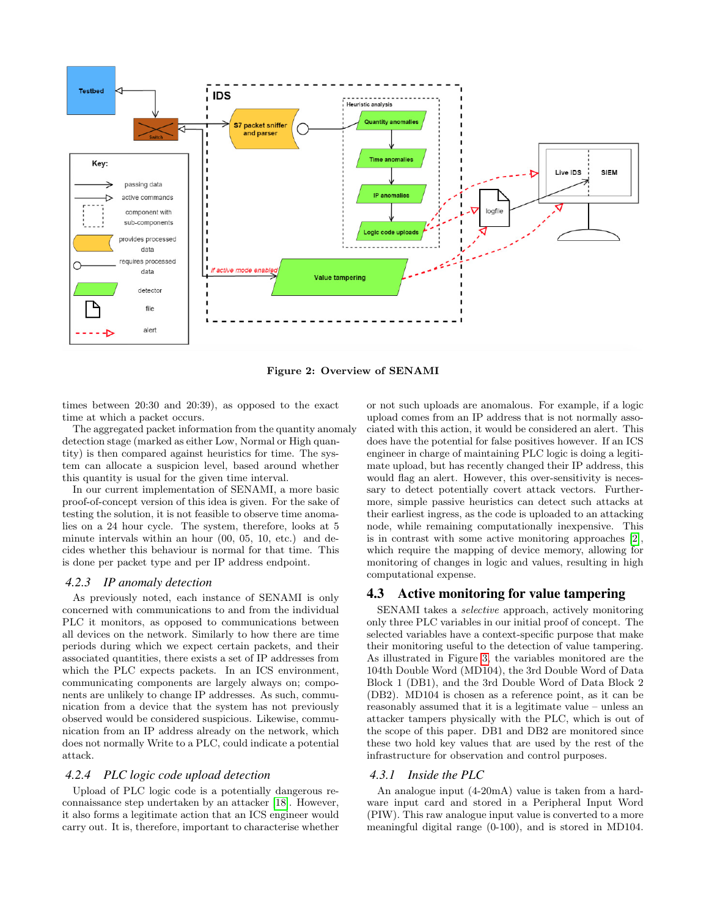Figure 2: Overview of SENAMI

times between 20:30 and 20:39), as opposed to the exact time at which a packet occurs.

The aggregated packet information from the quantity anomaly detection stage (marked as either Low, Normal or High quantity) is then compared against heuristics for time. The system can allocate a suspicion level, based around whether this quantity is usual for the given time interval.

In our current implementation of SENAMI, a more basic proof-of-concept version of this idea is given. For the sake of testing the solution, it is not feasible to observe time anomalies on a 24 hour cycle. The system, therefore, looks at 5 minute intervals within an hour (00, 05, 10, etc.) and decides whether this behaviour is normal for that time. This is done per packet type and per IP address endpoint.

### 4.2.3 IP anomaly detection

As previously noted, each instance of SENAMI is only concerned with communications to and from the individual PLC it monitors, as opposed to communications between all devices on the network. Similarly to how there are time periods during which we expect certain packets, and their associated quantities, there exists a set of IP addresses from which the PLC expects packets. In an ICS environment, communicating components are largely always on; components are unlikely to change IP addresses. As such, communication from a device that the system has not previously observed would be considered suspicious. Likewise, communication from an IP address already on the network, which does not normally Write to a PLC, could indicate a potential attack.

### 4.2.4 PLC logic code upload detection

Upload of PLC logic code is a potentially dangerous reconnaissance step undertaken by an attacker [18]. However, it also forms a legitimate action that an ICS engineer would carry out. It is, therefore, important to characterise whether or not such uploads are anomalous. For example, if a logic upload comes from an IP address that is not normally associated with this action, it would be considered an alert. This does have the potential for false positives however. If an ICS engineer in charge of maintaining PLC logic is doing a legitimate upload, but has recently changed their IP address, this would flag an alert. However, this over-sensitivity is necessary to detect potentially covert attack vectors. Furthermore, simple passive heuristics can detect such attacks at their earliest ingress, as the code is uploaded to an attacking node, while remaining computationally inexpensive. This is in contrast with some active monitoring approaches [2], which require the mapping of device memory, allowing for monitoring of changes in logic and values, resulting in high computational expense.

## 4.3 Active monitoring for value tampering

SENAMI takes a *selective* approach, actively monitoring only three PLC variables in our initial proof of concept. The selected variables have a context-specific purpose that make their monitoring useful to the detection of value tampering. As illustrated in Figure 3, the variables monitored are the 104th Double Word (MD104), the 3rd Double Word of Data Block 1 (DB1), and the 3rd Double Word of Data Block 2 (DB2). MD104 is chosen as a reference point, as it can be reasonably assumed that it is a legitimate value – unless an attacker tampers physically with the PLC, which is out of the scope of this paper. DB1 and DB2 are monitored since these two hold key values that are used by the rest of the infrastructure for observation and control purposes.

### 4.3.1 Inside the PLC

An analogue input (4-20mA) value is taken from a hardware input card and stored in a Peripheral Input Word (PIW). This raw analogue input value is converted to a more meaningful digital range (0-100), and is stored in MD104.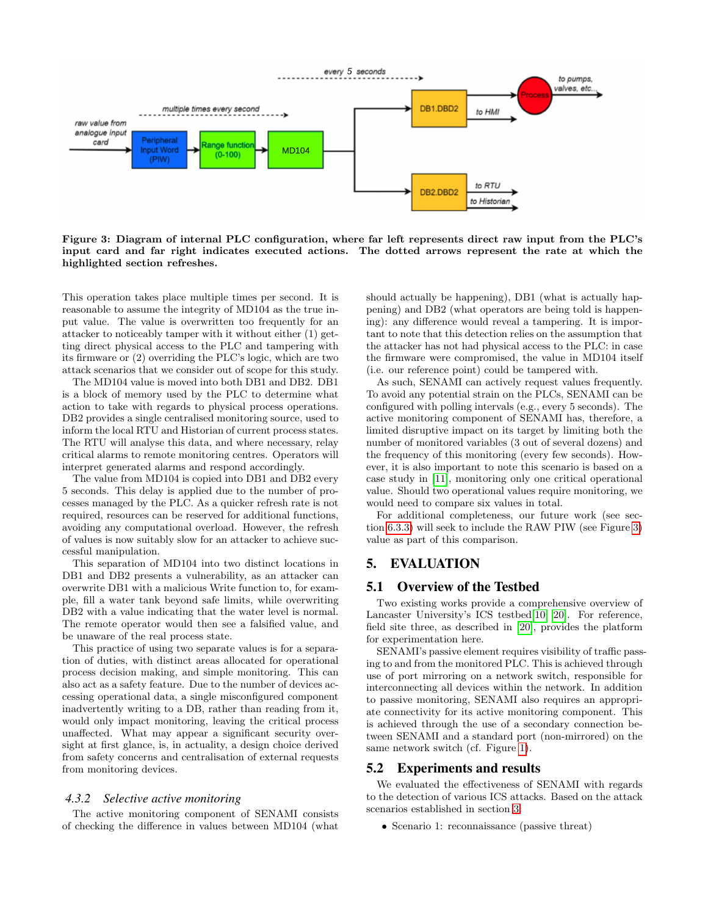**Figure 3: Diagram of internal PLC configuration, where far left represents direct raw input from the PLC's input card and far right indicates executed actions. The dotted arrows represent the rate at which the highlighted section refreshes.**

This operation takes place multiple times per second. It is reasonable to assume the integrity of MD104 as the true input value. The value is overwritten too frequently for an attacker to noticeably tamper with it without either (1) getting direct physical access to the PLC and tampering with its firmware or (2) overriding the PLC's logic, which are two attack scenarios that we consider out of scope for this study.

The MD104 value is moved into both DB1 and DB2. DB1 is a block of memory used by the PLC to determine what action to take with regards to physical process operations. DB2 provides a single centralised monitoring source, used to inform the local RTU and Historian of current process states. The RTU will analyse this data, and where necessary, relay critical alarms to remote monitoring centres. Operators will interpret generated alarms and respond accordingly.

The value from MD104 is copied into DB1 and DB2 every 5 seconds. This delay is applied due to the number of processes managed by the PLC. As a quicker refresh rate is not required, resources can be reserved for additional functions, avoiding any computational overload. However, the refresh of values is now suitably slow for an attacker to achieve successful manipulation.

This separation of MD104 into two distinct locations in DB1 and DB2 presents a vulnerability, as an attacker can overwrite DB1 with a malicious Write function to, for example, fill a water tank beyond safe limits, while overwriting DB2 with a value indicating that the water level is normal. The remote operator would then see a falsified value, and be unaware of the real process state.

This practice of using two separate values is for a separation of duties, with distinct areas allocated for operational process decision making, and simple monitoring. This can also act as a safety feature. Due to the number of devices accessing operational data, a single misconfigured component inadvertently writing to a DB, rather than reading from it, would only impact monitoring, leaving the critical process unaffected. What may appear a significant security oversight at first glance, is, in actuality, a design choice derived from safety concerns and centralisation of external requests from monitoring devices.

#### 4.3.2 *Selective active monitoring*

The active monitoring component of SENAMI consists of checking the difference in values between MD104 (what should actually be happening), DB1 (what is actually happening) and DB2 (what operators are being told is happening): any difference would reveal a tampering. It is important to note that this detection relies on the assumption that the attacker has not had physical access to the PLC: in case the firmware were compromised, the value in MD104 itself (i.e. our reference point) could be tampered with.

As such, SENAMI can actively request values frequently. To avoid any potential strain on the PLCs, SENAMI can be configured with polling intervals (e.g., every 5 seconds). The active monitoring component of SENAMI has, therefore, a limited disruptive impact on its target by limiting both the number of monitored variables (3 out of several dozens) and the frequency of this monitoring (every few seconds). However, it is also important to note this scenario is based on a case study in [11], monitoring only one critical operational value. Should two operational values require monitoring, we would need to compare six values in total.

For additional completeness, our future work (see section 6.3.3) will seek to include the RAW PIW (see Figure 3) value as part of this comparison.

## 5. EVALUATION

### 5.1 Overview of the Testbed

Two existing works provide a comprehensive overview of Lancaster University's ICS testbed [10, 20]. For reference, field site three, as described in [20], provides the platform for experimentation here.

SENAMI's passive element requires visibility of traffic passing to and from the monitored PLC. This is achieved through use of port mirroring on a network switch, responsible for interconnecting all devices within the network. In addition to passive monitoring, SENAMI also requires an appropriate connectivity for its active monitoring component. This is achieved through the use of a secondary connection between SENAMI and a standard port (non-mirrored) on the same network switch (cf. Figure 1).

### 5.2 Experiments and results

We evaluated the effectiveness of SENAMI with regards to the detection of various ICS attacks. Based on the attack scenarios established in section 3:

- Scenario 1: reconnaissance (passive threat)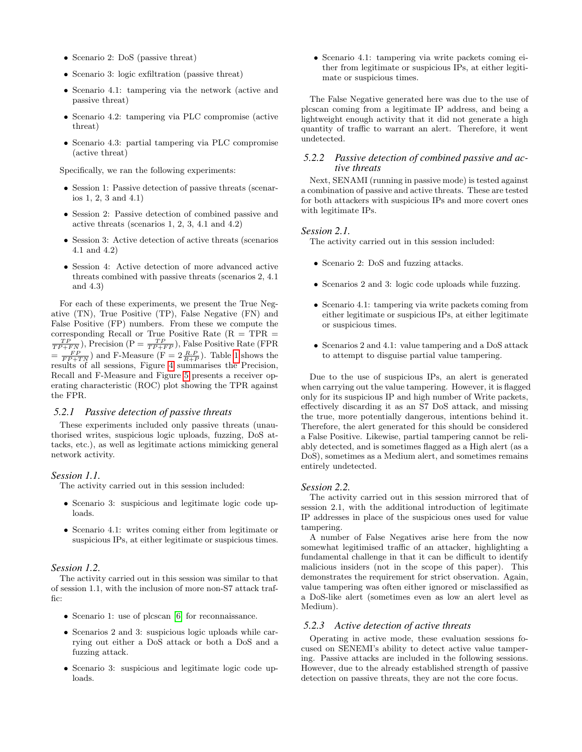- Scenario 2: DoS (passive threat)
- Scenario 3: logic exfiltration (passive threat)
- Scenario 4.1: tampering via the network (active and passive threat)
- Scenario 4.2: tampering via PLC compromise (active threat)
- Scenario 4.3: partial tampering via PLC compromise (active threat)

Specifically, we ran the following experiments:

- Session 1: Passive detection of passive threats (scenarios 1, 2, 3 and 4.1)
- Session 2: Passive detection of combined passive and active threats (scenarios 1, 2, 3, 4.1 and 4.2)
- Session 3: Active detection of active threats (scenarios 4.1 and 4.2)
- Session 4: Active detection of more advanced active threats combined with passive threats (scenarios 2, 4.1 and 4.3)

For each of these experiments, we present the True Negative (TN), True Positive (TP), False Negative (FN) and False Positive (FP) numbers. From these we compute the corresponding Recall or True Positive Rate (R = TPR = $\frac{TP}{TP+FN}$), Precision (P = $\frac{TP}{TP+FP}$), False Positive Rate (FPR = $\frac{FP}{FP+TN}$) and F-Measure (F = $2\frac{R.P}{R+P}$). Table 1 shows the results of all sessions, Figure 4 summarises the Precision, Recall and F-Measure and Figure 5 presents a receiver operating characteristic (ROC) plot showing the TPR against the FPR.

### 5.2.1 *Passive detection of passive threats*

These experiments included only passive threats (unauthorised writes, suspicious logic uploads, fuzzing, DoS attacks, etc.), as well as legitimate actions mimicking general network activity.

#### *Session 1.1.*

The activity carried out in this session included:

- Scenario 3: suspicious and legitimate logic code uploads.
- Scenario 4.1: writes coming either from legitimate or suspicious IPs, at either legitimate or suspicious times.

#### *Session 1.2.*

The activity carried out in this session was similar to that of session 1.1, with the inclusion of more non-S7 attack traffic:

- Scenario 1: use of plcscan [6] for reconnaissance.
- Scenarios 2 and 3: suspicious logic uploads while carrying out either a DoS attack or both a DoS and a fuzzing attack.
- Scenario 3: suspicious and legitimate logic code uploads.
- Scenario 4.1: tampering via write packets coming either from legitimate or suspicious IPs, at either legitimate or suspicious times.

The False Negative generated here was due to the use of plcscan coming from a legitimate IP address, and being a lightweight enough activity that it did not generate a high quantity of traffic to warrant an alert. Therefore, it went undetected.

### 5.2.2 *Passive detection of combined passive and active threats*

Next, SENAMI (running in passive mode) is tested against a combination of passive and active threats. These are tested for both attackers with suspicious IPs and more covert ones with legitimate IPs.

#### *Session 2.1.*

The activity carried out in this session included:

- Scenario 2: DoS and fuzzing attacks.
- Scenarios 2 and 3: logic code uploads while fuzzing.
- Scenario 4.1: tampering via write packets coming from either legitimate or suspicious IPs, at either legitimate or suspicious times.
- Scenarios 2 and 4.1: value tampering and a DoS attack to attempt to disguise partial value tampering.

Due to the use of suspicious IPs, an alert is generated when carrying out the value tampering. However, it is flagged only for its suspicious IP and high number of Write packets, effectively discarding it as an S7 DoS attack, and missing the true, more potentially dangerous, intentions behind it. Therefore, the alert generated for this should be considered a False Positive. Likewise, partial tampering cannot be reliably detected, and is sometimes flagged as a High alert (as a DoS), sometimes as a Medium alert, and sometimes remains entirely undetected.

#### *Session 2.2.*

The activity carried out in this session mirrored that of session 2.1, with the additional introduction of legitimate IP addresses in place of the suspicious ones used for value tampering.

A number of False Negatives arise here from the now somewhat legitimised traffic of an attacker, highlighting a fundamental challenge in that it can be difficult to identify malicious insiders (not in the scope of this paper). This demonstrates the requirement for strict observation. Again, value tampering was often either ignored or misclassified as a DoS-like alert (sometimes even as low an alert level as Medium).

### 5.2.3 *Active detection of active threats*

Operating in active mode, these evaluation sessions focused on SENAMI's ability to detect active value tampering. Passive attacks are included in the following sessions. However, due to the already established strength of passive detection on passive threats, they are not the core focus.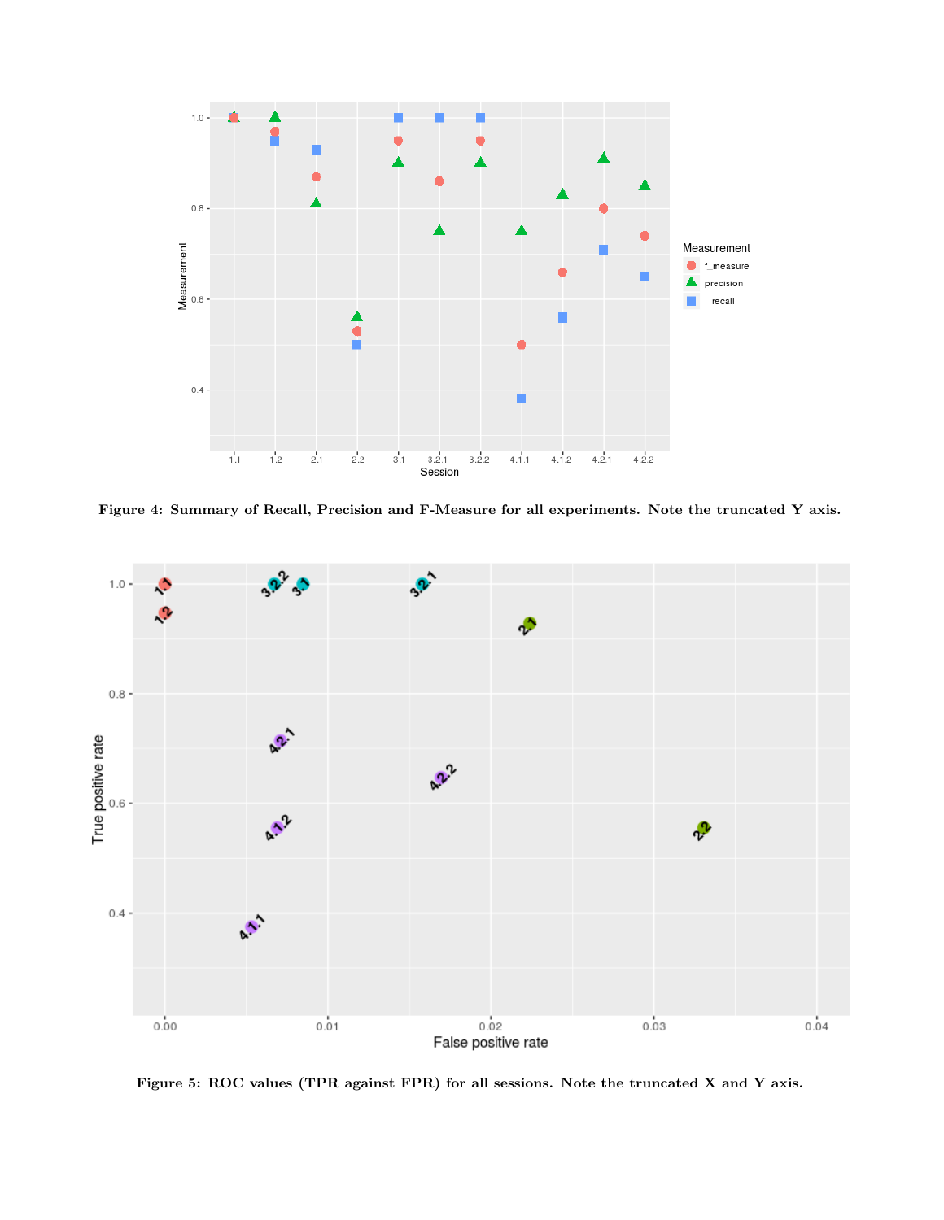Figure 4: Summary of Recall, Precision and F-Measure for all experiments. Note the truncated Y axis.

Figure 5: ROC values (TPR against FPR) for all sessions. Note the truncated X and Y axis.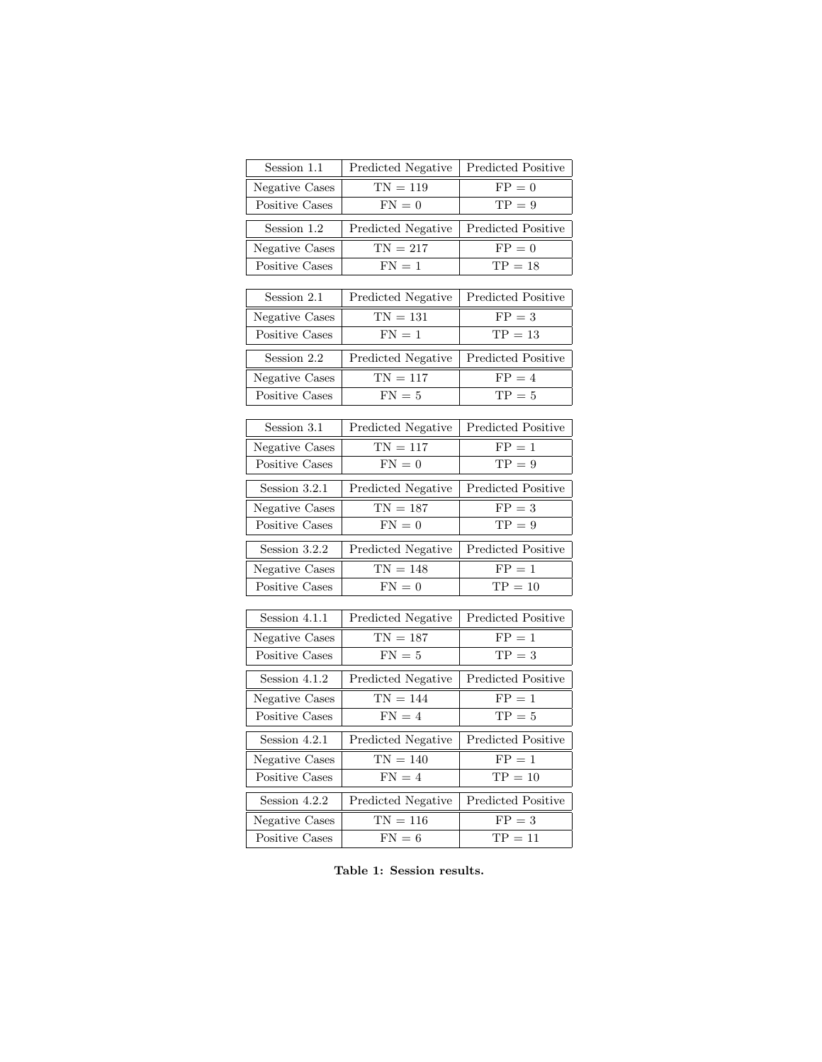| Session 1.1 | Predicted Negative | Predicted Positive |
|---|---|---|
| Negative Cases | TN = 119 | FP = 0 |
| Positive Cases | FN = 0 | TP = 9 |

| Session 1.2 | Predicted Negative | Predicted Positive |
|---|---|---|
| Negative Cases | TN = 217 | FP = 0 |
| Positive Cases | FN = 1 | TP = 18 |

| Session 2.1 | Predicted Negative | Predicted Positive |
|---|---|---|
| Negative Cases | TN = 131 | FP = 3 |
| Positive Cases | FN = 1 | TP = 13 |

| Session 2.2 | Predicted Negative | Predicted Positive |
|---|---|---|
| Negative Cases | TN = 117 | FP = 4 |
| Positive Cases | FN = 5 | TP = 5 |

| Session 3.1 | Predicted Negative | Predicted Positive |
|---|---|---|
| Negative Cases | TN = 117 | FP = 1 |
| Positive Cases | FN = 0 | TP = 9 |

| Session 3.2.1 | Predicted Negative | Predicted Positive |
|---|---|---|
| Negative Cases | TN = 187 | FP = 3 |
| Positive Cases | FN = 0 | TP = 9 |

| Session 3.2.2 | Predicted Negative | Predicted Positive |
|---|---|---|
| Negative Cases | TN = 148 | FP = 1 |
| Positive Cases | FN = 0 | TP = 10 |

| Session 4.1.1 | Predicted Negative | Predicted Positive |
|---|---|---|
| Negative Cases | TN = 187 | FP = 1 |
| Positive Cases | FN = 5 | TP = 3 |

| Session 4.1.2 | Predicted Negative | Predicted Positive |
|---|---|---|
| Negative Cases | TN = 144 | FP = 1 |
| Positive Cases | FN = 4 | TP = 5 |

| Session 4.2.1 | Predicted Negative | Predicted Positive |
|---|---|---|
| Negative Cases | TN = 140 | FP = 1 |
| Positive Cases | FN = 4 | TP = 10 |

| Session 4.2.2 | Predicted Negative | Predicted Positive |
|---|---|---|
| Negative Cases | TN = 116 | FP = 3 |
| Positive Cases | FN = 6 | TP = 11 |

**Table 1: Session results.**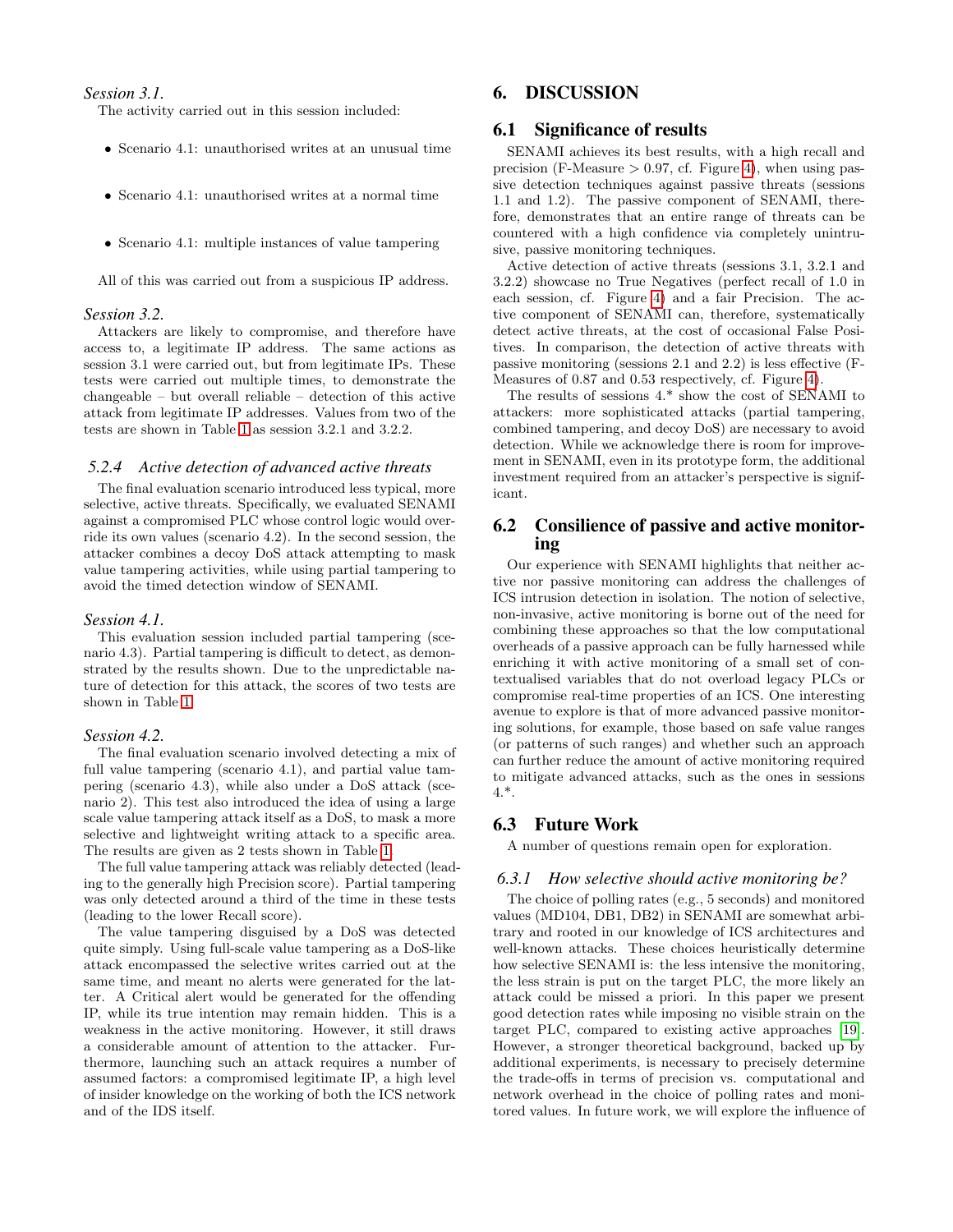*Session 3.1.*

The activity carried out in this session included:

- Scenario 4.1: unauthorised writes at an unusual time
- Scenario 4.1: unauthorised writes at a normal time
- Scenario 4.1: multiple instances of value tampering

All of this was carried out from a suspicious IP address.

*Session 3.2.*

Attackers are likely to compromise, and therefore have access to, a legitimate IP address. The same actions as session 3.1 were carried out, but from legitimate IPs. These tests were carried out multiple times, to demonstrate the changeable – but overall reliable – detection of this active attack from legitimate IP addresses. Values from two of the tests are shown in Table 1 as session 3.2.1 and 3.2.2.

### 5.2.4 Active detection of advanced active threats

The final evaluation scenario introduced less typical, more selective, active threats. Specifically, we evaluated SENAMI against a compromised PLC whose control logic would override its own values (scenario 4.2). In the second session, the attacker combines a decoy DoS attack attempting to mask value tampering activities, while using partial tampering to avoid the timed detection window of SENAMI.

*Session 4.1.*

This evaluation session included partial tampering (scenario 4.3). Partial tampering is difficult to detect, as demonstrated by the results shown. Due to the unpredictable nature of detection for this attack, the scores of two tests are shown in Table 1.

*Session 4.2.*

The final evaluation scenario involved detecting a mix of full value tampering (scenario 4.1), and partial value tampering (scenario 4.3), while also under a DoS attack (scenario 2). This test also introduced the idea of using a large scale value tampering attack itself as a DoS, to mask a more selective and lightweight writing attack to a specific area. The results are given as 2 tests shown in Table 1.

The full value tampering attack was reliably detected (leading to the generally high Precision score). Partial tampering was only detected around a third of the time in these tests (leading to the lower Recall score).

The value tampering disguised by a DoS was detected quite simply. Using full-scale value tampering as a DoS-like attack encompassed the selective writes carried out at the same time, and meant no alerts were generated for the latter. A Critical alert would be generated for the offending IP, while its true intention may remain hidden. This is a weakness in the active monitoring. However, it still draws a considerable amount of attention to the attacker. Furthermore, launching such an attack requires a number of assumed factors: a compromised legitimate IP, a high level of insider knowledge on the working of both the ICS network and of the IDS itself.

# 6. DISCUSSION

## 6.1 Significance of results

SENAMI achieves its best results, with a high recall and precision (F-Measure $> 0.97$, cf. Figure 4), when using passive detection techniques against passive threats (sessions 1.1 and 1.2). The passive component of SENAMI, therefore, demonstrates that an entire range of threats can be countered with a high confidence via completely unintrusive, passive monitoring techniques.

Active detection of active threats (sessions 3.1, 3.2.1 and 3.2.2) showcase no True Negatives (perfect recall of 1.0 in each session, cf. Figure 4) and a fair Precision. The active component of SENAMI can, therefore, systematically detect active threats, at the cost of occasional False Positives. In comparison, the detection of active threats with passive monitoring (sessions 2.1 and 2.2) is less effective (F-Measures of 0.87 and 0.53 respectively, cf. Figure 4).

The results of sessions 4.* show the cost of SENAMI to attackers: more sophisticated attacks (partial tampering, combined tampering, and decoy DoS) are necessary to avoid detection. While we acknowledge there is room for improvement in SENAMI, even in its prototype form, the additional investment required from an attacker's perspective is significant.

## 6.2 Consilience of passive and active monitoring

Our experience with SENAMI highlights that neither active nor passive monitoring can address the challenges of ICS intrusion detection in isolation. The notion of selective, non-invasive, active monitoring is borne out of the need for combining these approaches so that the low computational overheads of a passive approach can be fully harnessed while enriching it with active monitoring of a small set of contextualised variables that do not overload legacy PLCs or compromise real-time properties of an ICS. One interesting avenue to explore is that of more advanced passive monitoring solutions, for example, those based on safe value ranges (or patterns of such ranges) and whether such an approach can further reduce the amount of active monitoring required to mitigate advanced attacks, such as the ones in sessions 4.*.

## 6.3 Future Work

A number of questions remain open for exploration.

### 6.3.1 How selective should active monitoring be?

The choice of polling rates (e.g., 5 seconds) and monitored values (MD104, DB1, DB2) in SENAMI are somewhat arbitrary and rooted in our knowledge of ICS architectures and well-known attacks. These choices heuristically determine how selective SENAMI is: the less intensive the monitoring, the less strain is put on the target PLC, the more likely an attack could be missed a priori. In this paper we present good detection rates while imposing no visible strain on the target PLC, compared to existing active approaches [19]. However, a stronger theoretical background, backed up by additional experiments, is necessary to precisely determine the trade-offs in terms of precision vs. computational and network overhead in the choice of polling rates and monitored values. In future work, we will explore the influence of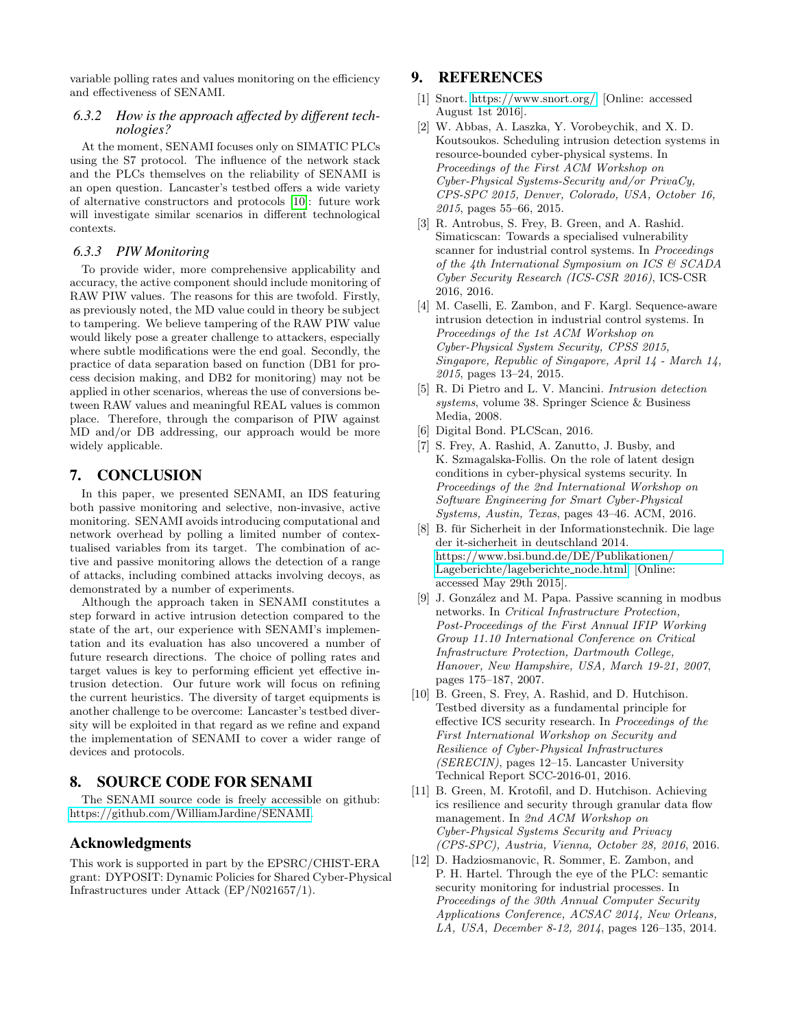variable polling rates and values monitoring on the efficiency and effectiveness of SENAMI.

#### 6.3.2 How is the approach affected by different technologies?

At the moment, SENAMI focuses only on SIMATIC PLCs using the S7 protocol. The influence of the network stack and the PLCs themselves on the reliability of SENAMI is an open question. Lancaster's testbed offers a wide variety of alternative constructors and protocols [10]: future work will investigate similar scenarios in different technological contexts.

#### 6.3.3 PIW Monitoring

To provide wider, more comprehensive applicability and accuracy, the active component should include monitoring of RAW PIW values. The reasons for this are twofold. Firstly, as previously noted, the MD value could in theory be subject to tampering. We believe tampering of the RAW PIW value would likely pose a greater challenge to attackers, especially where subtle modifications were the end goal. Secondly, the practice of data separation based on function (DB1 for process decision making, and DB2 for monitoring) may not be applied in other scenarios, whereas the use of conversions between RAW values and meaningful REAL values is common place. Therefore, through the comparison of PIW against MD and/or DB addressing, our approach would be more widely applicable.

## 7. CONCLUSION

In this paper, we presented SENAMI, an IDS featuring both passive monitoring and selective, non-invasive, active monitoring. SENAMI avoids introducing computational and network overhead by polling a limited number of contextualised variables from its target. The combination of active and passive monitoring allows the detection of a range of attacks, including combined attacks involving decoys, as demonstrated by a number of experiments.

Although the approach taken in SENAMI constitutes a step forward in active intrusion detection compared to the state of the art, our experience with SENAMI's implementation and its evaluation has also uncovered a number of future research directions. The choice of polling rates and target values is key to performing efficient yet effective intrusion detection. Our future work will focus on refining the current heuristics. The diversity of target equipments is another challenge to be overcome: Lancaster's testbed diversity will be exploited in that regard as we refine and expand the implementation of SENAMI to cover a wider range of devices and protocols.

## 8. SOURCE CODE FOR SENAMI

The SENAMI source code is freely accessible on github: https://github.com/WilliamJardine/SENAMI

## Acknowledgments

This work is supported in part by the EPSRC/CHIST-ERA grant: DYPOSIT: Dynamic Policies for Shared Cyber-Physical Infrastructures under Attack (EP/N021657/1).

## 9. REFERENCES

[1] Snort. https://www.snort.org/ [Online: accessed August 1st 2016].

[2] W. Abbas, A. Laszka, Y. Vorobeychik, and X. D. Koutsoukos. Scheduling intrusion detection systems in resource-bounded cyber-physical systems. In *Proceedings of the First ACM Workshop on Cyber-Physical Systems-Security and/or PrivaCy, CPS-SPC 2015, Denver, Colorado, USA, October 16, 2015*, pages 55–66, 2015.

[3] R. Antrobus, S. Frey, B. Green, and A. Rashid. Simaticscan: Towards a specialised vulnerability scanner for industrial control systems. In *Proceedings of the 4th International Symposium on ICS & SCADA Cyber Security Research (ICS-CSR 2016)*, ICS-CSR 2016, 2016.

[4] M. Caselli, E. Zambon, and F. Kargl. Sequence-aware intrusion detection in industrial control systems. In *Proceedings of the 1st ACM Workshop on Cyber-Physical System Security, CPSS 2015, Singapore, Republic of Singapore, April 14 - March 14, 2015*, pages 13–24, 2015.

[5] R. Di Pietro and L. V. Mancini. *Intrusion detection systems*, volume 38. Springer Science & Business Media, 2008.

[6] Digital Bond. PLCScan, 2016.

[7] S. Frey, A. Rashid, A. Zanutto, J. Busby, and K. Szmagalska-Follis. On the role of latent design conditions in cyber-physical systems security. In *Proceedings of the 2nd International Workshop on Software Engineering for Smart Cyber-Physical Systems, Austin, Texas*, pages 43–46. ACM, 2016.

[8] B. für Sicherheit in der Informationstechnik. Die lage der it-sicherheit in deutschland 2014. https://www.bsi.bund.de/DE/Publikationen/Lageberichte/lageberichte_node.html [Online: accessed May 29th 2015].

[9] J. González and M. Papa. Passive scanning in modbus networks. In *Critical Infrastructure Protection, Post-Proceedings of the First Annual IFIP Working Group 11.10 International Conference on Critical Infrastructure Protection, Dartmouth College, Hanover, New Hampshire, USA, March 19-21, 2007*, pages 175–187, 2007.

[10] B. Green, S. Frey, A. Rashid, and D. Hutchison. Testbed diversity as a fundamental principle for effective ICS security research. In *Proceedings of the First International Workshop on Security and Resilience of Cyber-Physical Infrastructures (SERECIN)*, pages 12–15. Lancaster University Technical Report SCC-2016-01, 2016.

[11] B. Green, M. Krotofil, and D. Hutchison. Achieving ics resilience and security through granular data flow management. In *2nd ACM Workshop on Cyber-Physical Systems Security and Privacy (CPS-SPC), Austria, Vienna, October 28, 2016*, 2016.

[12] D. Hadziosmanovic, R. Sommer, E. Zambon, and P. H. Hartel. Through the eye of the PLC: semantic security monitoring for industrial processes. In *Proceedings of the 30th Annual Computer Security Applications Conference, ACSAC 2014, New Orleans, LA, USA, December 8-12, 2014*, pages 126–135, 2014.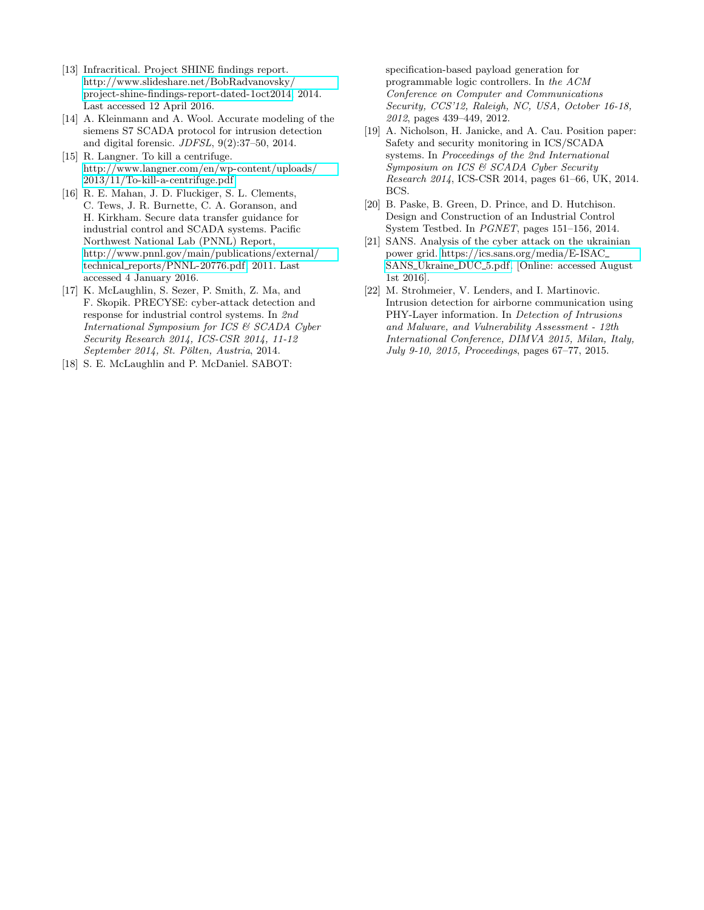[13] Infracritical. Project SHINE findings report. http://www.slideshare.net/BobRadvanovsky/project-shine-findings-report-dated-1oct2014, 2014. Last accessed 12 April 2016.

[14] A. Kleinmann and A. Wool. Accurate modeling of the siemens S7 SCADA protocol for intrusion detection and digital forensic. *JDFSL*, 9(2):37–50, 2014.

[15] R. Langner. To kill a centrifuge. http://www.langner.com/en/wp-content/uploads/2013/11/To-kill-a-centrifuge.pdf.

[16] R. E. Mahan, J. D. Fluckiger, S. L. Clements, C. Tews, J. R. Burnette, C. A. Goranson, and H. Kirkham. Secure data transfer guidance for industrial control and SCADA systems. Pacific Northwest National Lab (PNNL) Report, http://www.pnnl.gov/main/publications/external/technical_reports/PNNL-20776.pdf, 2011. Last accessed 4 January 2016.

[17] K. McLaughlin, S. Sezer, P. Smith, Z. Ma, and F. Skopik. PRECYSE: cyber-attack detection and response for industrial control systems. In *2nd International Symposium for ICS & SCADA Cyber Security Research 2014, ICS-CSR 2014, 11-12 September 2014, St. Pölten, Austria*, 2014.

[18] S. E. McLaughlin and P. McDaniel. SABOT: specification-based payload generation for programmable logic controllers. In *the ACM Conference on Computer and Communications Security, CCS'12, Raleigh, NC, USA, October 16-18, 2012*, pages 439–449, 2012.

[19] A. Nicholson, H. Janicke, and A. Cau. Position paper: Safety and security monitoring in ICS/SCADA systems. In *Proceedings of the 2nd International Symposium on ICS & SCADA Cyber Security Research 2014*, ICS-CSR 2014, pages 61–66, UK, 2014. BCS.

[20] B. Paske, B. Green, D. Prince, and D. Hutchison. Design and Construction of an Industrial Control System Testbed. In *PGNET*, pages 151–156, 2014.

[21] SANS. Analysis of the cyber attack on the ukrainian power grid. https://ics.sans.org/media/E-ISAC_SANS_Ukraine_DUC_5.pdf. [Online: accessed August 1st 2016].

[22] M. Strohmeier, V. Lenders, and I. Martinovic. Intrusion detection for airborne communication using PHY-Layer information. In *Detection of Intrusions and Malware, and Vulnerability Assessment - 12th International Conference, DIMVA 2015, Milan, Italy, July 9-10, 2015, Proceedings*, pages 67–77, 2015.